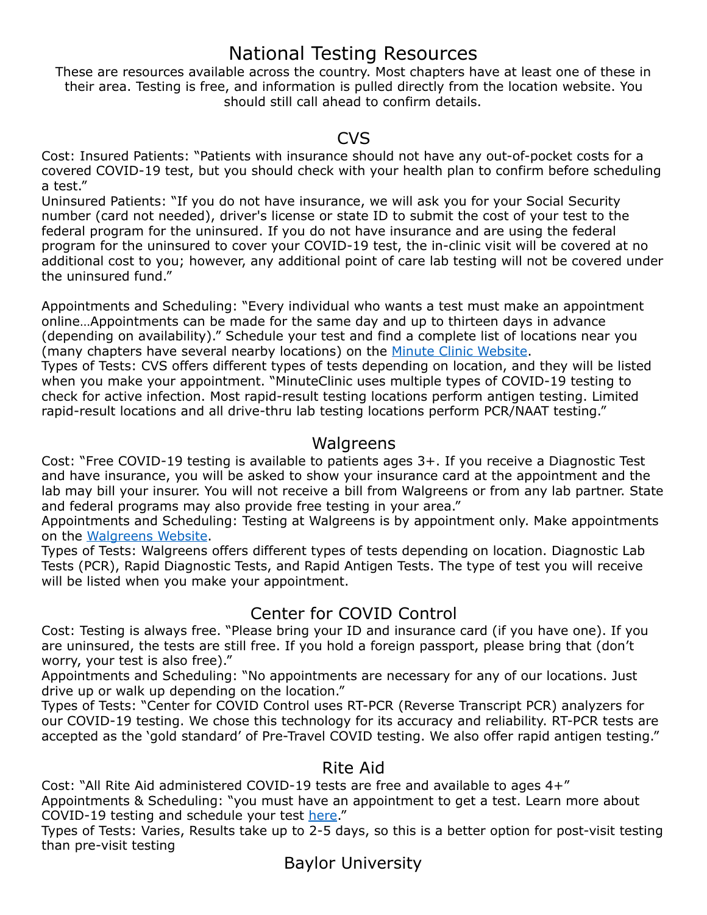# National Testing Resources

These are resources available across the country. Most chapters have at least one of these in their area. Testing is free, and information is pulled directly from the location website. You should still call ahead to confirm details.

## CVS

Cost: Insured Patients: "Patients with insurance should not have any out-of-pocket costs for a covered COVID-19 test, but you should check with your health plan to confirm before scheduling a test."

Uninsured Patients: "If you do not have insurance, we will ask you for your Social Security number (card not needed), driver's license or state ID to submit the cost of your test to the federal program for the uninsured. If you do not have insurance and are using the federal program for the uninsured to cover your COVID-19 test, the in-clinic visit will be covered at no additional cost to you; however, any additional point of care lab testing will not be covered under the uninsured fund."

Appointments and Scheduling: "Every individual who wants a test must make an appointment online…Appointments can be made for the same day and up to thirteen days in advance (depending on availability)." Schedule your test and find a complete list of locations near you (many chapters have several nearby locations) on the Minute Clinic Website.

Types of Tests: CVS offers different types of tests depending on location, and they will be listed when you make your appointment. "MinuteClinic uses multiple types of COVID-19 testing to check for active infection. Most rapid-result testing locations perform antigen testing. Limited rapid-result locations and all drive-thru lab testing locations perform PCR/NAAT testing."

## Walgreens

Cost: "Free COVID-19 testing is available to patients ages 3+. If you receive a Diagnostic Test and have insurance, you will be asked to show your insurance card at the appointment and the lab may bill your insurer. You will not receive a bill from Walgreens or from any lab partner. State and federal programs may also provide free testing in your area."

Appointments and Scheduling: Testing at Walgreens is by appointment only. Make appointments on the Walgreens Website.

Types of Tests: Walgreens offers different types of tests depending on location. Diagnostic Lab Tests (PCR), Rapid Diagnostic Tests, and Rapid Antigen Tests. The type of test you will receive will be listed when you make your appointment.

## Center for COVID Control

Cost: Testing is always free. "Please bring your ID and insurance card (if you have one). If you are uninsured, the tests are still free. If you hold a foreign passport, please bring that (don't worry, your test is also free)."

Appointments and Scheduling: "No appointments are necessary for any of our locations. Just drive up or walk up depending on the location."

Types of Tests: "Center for COVID Control uses RT-PCR (Reverse Transcript PCR) analyzers for our COVID-19 testing. We chose this technology for its accuracy and reliability. RT-PCR tests are accepted as the 'gold standard' of Pre-Travel COVID testing. We also offer rapid antigen testing."

## Rite Aid

Cost: "All Rite Aid administered COVID-19 tests are free and available to ages 4+"

Appointments & Scheduling: "you must have an appointment to get a test. Learn more about COVID-19 testing and schedule your test here."

Types of Tests: Varies, Results take up to 2-5 days, so this is a better option for post-visit testing than pre-visit testing

## Baylor University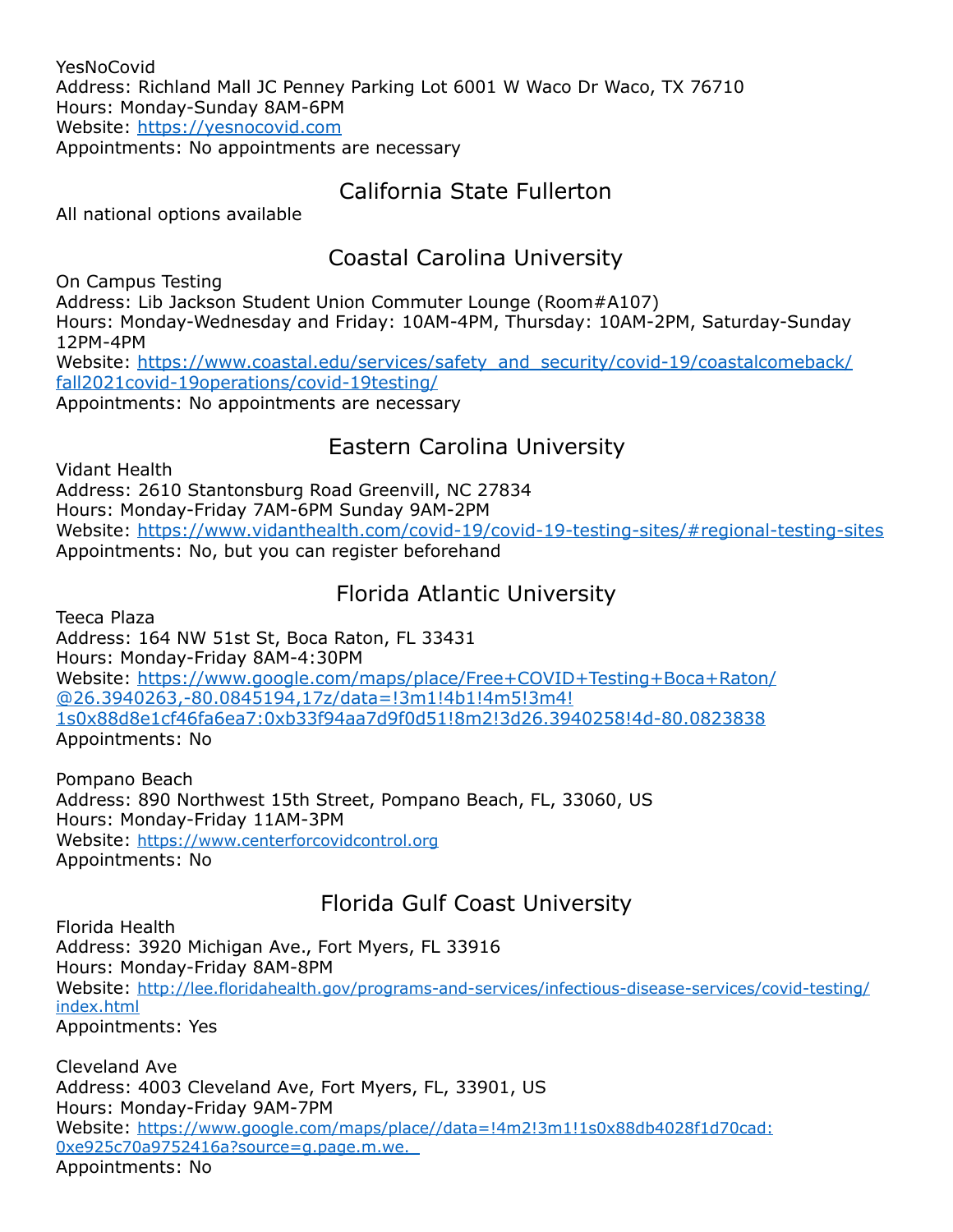YesNoCovid
Address: Richland Mall JC Penney Parking Lot 6001 W Waco Dr Waco, TX 76710
Hours: Monday-Sunday 8AM-6PM
Website: https://yesnocovid.com
Appointments: No appointments are necessary

## California State Fullerton

All national options available

## Coastal Carolina University

On Campus Testing
Address: Lib Jackson Student Union Commuter Lounge (Room#A107)
Hours: Monday-Wednesday and Friday: 10AM-4PM, Thursday: 10AM-2PM, Saturday-Sunday 12PM-4PM
Website: https://www.coastal.edu/services/safety_and_security/covid-19/coastalcomeback/fall2021covid-19operations/covid-19testing/
Appointments: No appointments are necessary

## Eastern Carolina University

Vidant Health
Address: 2610 Stantonsburg Road Greenvill, NC 27834
Hours: Monday-Friday 7AM-6PM Sunday 9AM-2PM
Website: https://www.vidanthealth.com/covid-19/covid-19-testing-sites/#regional-testing-sites
Appointments: No, but you can register beforehand

## Florida Atlantic University

Teeca Plaza
Address: 164 NW 51st St, Boca Raton, FL 33431
Hours: Monday-Friday 8AM-4:30PM
Website: https://www.google.com/maps/place/Free+COVID+Testing+Boca+Raton/@26.3940263,-80.0845194,17z/data=!3m1!4b1!4m5!3m4!1s0x88d8e1cf46fa6ea7:0xb33f94aa7d9f0d51!8m2!3d26.3940258!4d-80.0823838
Appointments: No

Pompano Beach
Address: 890 Northwest 15th Street, Pompano Beach, FL, 33060, US
Hours: Monday-Friday 11AM-3PM
Website: https://www.centerforcovidcontrol.org
Appointments: No

## Florida Gulf Coast University

Florida Health
Address: 3920 Michigan Ave., Fort Myers, FL 33916
Hours: Monday-Friday 8AM-8PM
Website: http://lee.floridahealth.gov/programs-and-services/infectious-disease-services/covid-testing/index.html
Appointments: Yes

Cleveland Ave
Address: 4003 Cleveland Ave, Fort Myers, FL, 33901, US
Hours: Monday-Friday 9AM-7PM
Website: https://www.google.com/maps/place//data=!4m2!3m1!1s0x88db4028f1d70cad:0xe925c70a9752416a?source=g.page.m.we.
Appointments: No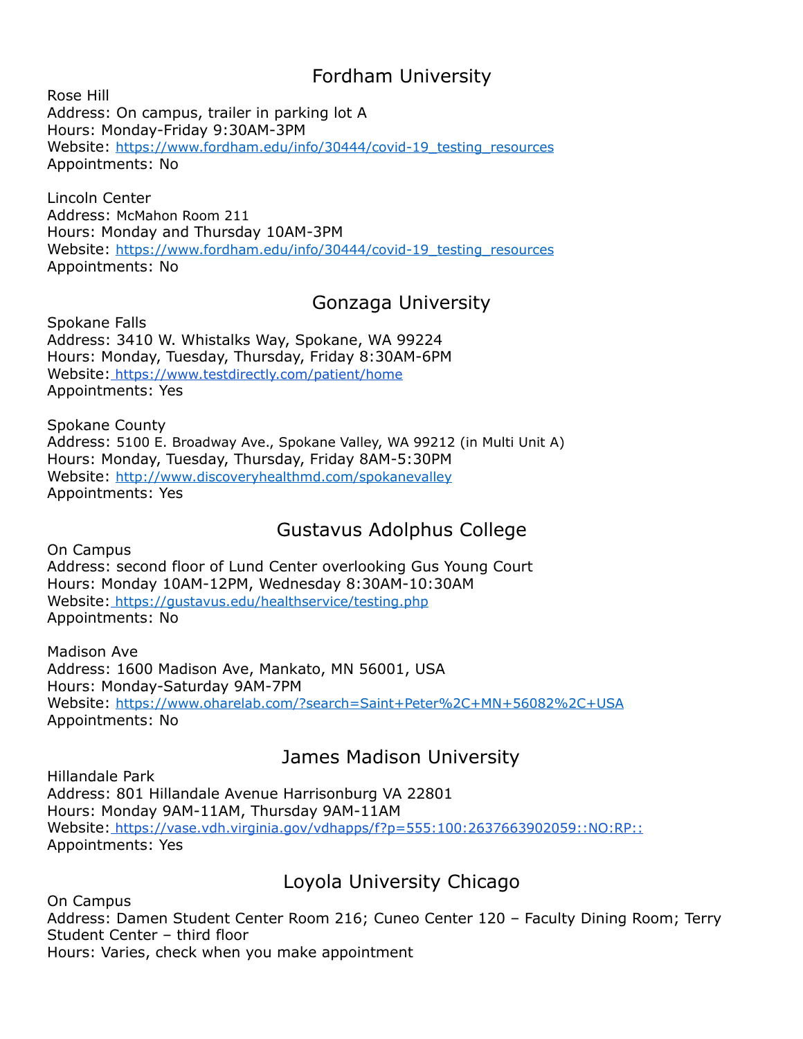## Fordham University

Rose Hill
Address: On campus, trailer in parking lot A
Hours: Monday-Friday 9:30AM-3PM
Website: https://www.fordham.edu/info/30444/covid-19_testing_resources
Appointments: No

Lincoln Center
Address: McMahon Room 211
Hours: Monday and Thursday 10AM-3PM
Website: https://www.fordham.edu/info/30444/covid-19_testing_resources
Appointments: No

## Gonzaga University

Spokane Falls
Address: 3410 W. Whistalks Way, Spokane, WA 99224
Hours: Monday, Tuesday, Thursday, Friday 8:30AM-6PM
Website: https://www.testdirectly.com/patient/home
Appointments: Yes

Spokane County
Address: 5100 E. Broadway Ave., Spokane Valley, WA 99212 (in Multi Unit A)
Hours: Monday, Tuesday, Thursday, Friday 8AM-5:30PM
Website: http://www.discoveryhealthmd.com/spokanevalley
Appointments: Yes

## Gustavus Adolphus College

On Campus
Address: second floor of Lund Center overlooking Gus Young Court
Hours: Monday 10AM-12PM, Wednesday 8:30AM-10:30AM
Website: https://gustavus.edu/healthservice/testing.php
Appointments: No

Madison Ave
Address: 1600 Madison Ave, Mankato, MN 56001, USA
Hours: Monday-Saturday 9AM-7PM
Website: https://www.oharelab.com/?search=Saint+Peter%2C+MN+56082%2C+USA
Appointments: No

## James Madison University

Hillandale Park
Address: 801 Hillandale Avenue Harrisonburg VA 22801
Hours: Monday 9AM-11AM, Thursday 9AM-11AM
Website: https://vase.vdh.virginia.gov/vdhapps/f?p=555:100:2637663902059::NO:RP::
Appointments: Yes

## Loyola University Chicago

On Campus
Address: Damen Student Center Room 216; Cuneo Center 120 – Faculty Dining Room; Terry Student Center – third floor
Hours: Varies, check when you make appointment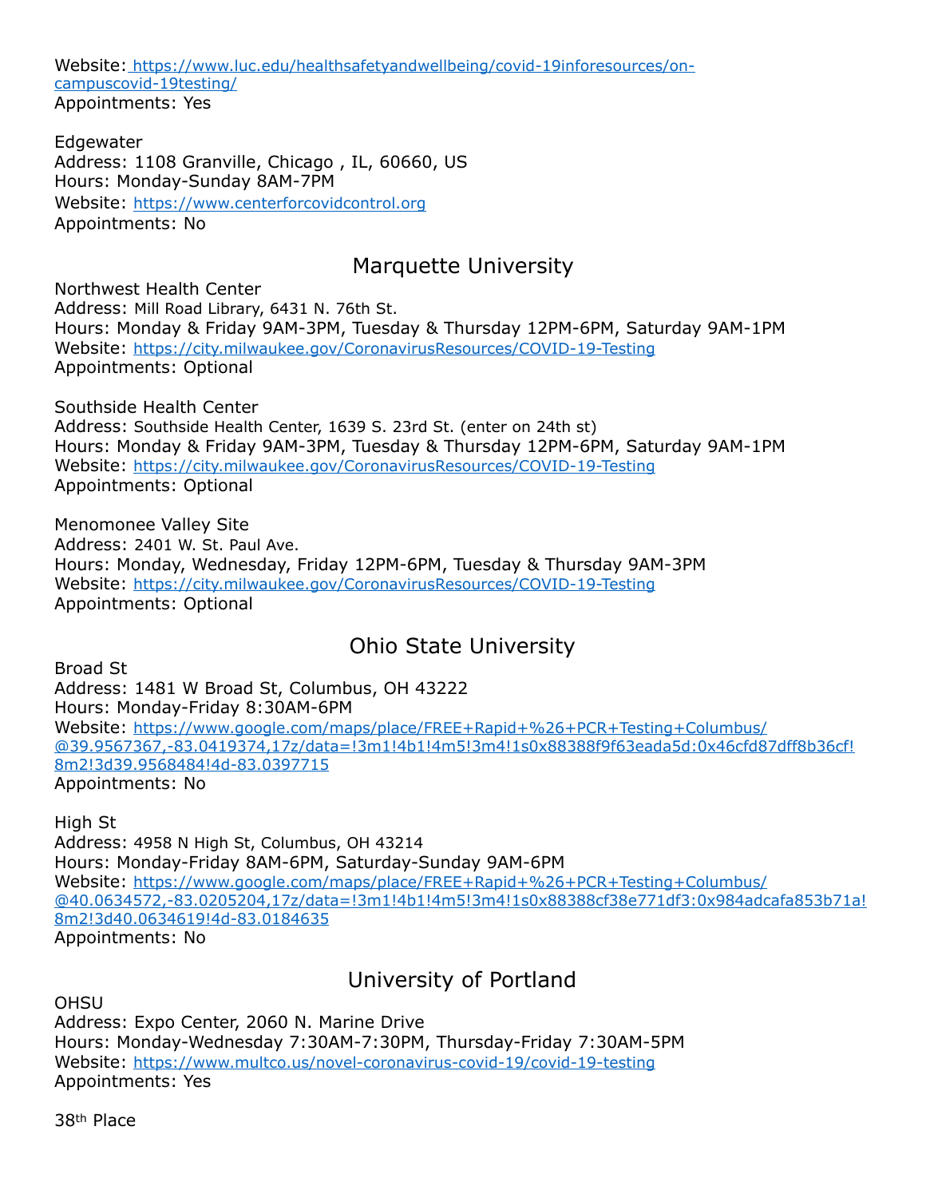Website: https://www.luc.edu/healthsafetyandwellbeing/covid-19inforesources/on-campuscovid-19testing/
Appointments: Yes

Edgewater
Address: 1108 Granville, Chicago , IL, 60660, US
Hours: Monday-Sunday 8AM-7PM
Website: https://www.centerforcovidcontrol.org
Appointments: No

## Marquette University

Northwest Health Center
Address: Mill Road Library, 6431 N. 76th St.
Hours: Monday & Friday 9AM-3PM, Tuesday & Thursday 12PM-6PM, Saturday 9AM-1PM
Website: https://city.milwaukee.gov/CoronavirusResources/COVID-19-Testing
Appointments: Optional

Southside Health Center
Address: Southside Health Center, 1639 S. 23rd St. (enter on 24th st)
Hours: Monday & Friday 9AM-3PM, Tuesday & Thursday 12PM-6PM, Saturday 9AM-1PM
Website: https://city.milwaukee.gov/CoronavirusResources/COVID-19-Testing
Appointments: Optional

Menomonee Valley Site
Address: 2401 W. St. Paul Ave.
Hours: Monday, Wednesday, Friday 12PM-6PM, Tuesday & Thursday 9AM-3PM
Website: https://city.milwaukee.gov/CoronavirusResources/COVID-19-Testing
Appointments: Optional

## Ohio State University

Broad St
Address: 1481 W Broad St, Columbus, OH 43222
Hours: Monday-Friday 8:30AM-6PM
Website: https://www.google.com/maps/place/FREE+Rapid+%26+PCR+Testing+Columbus/@39.9567367,-83.0419374,17z/data=!3m1!4b1!4m5!3m4!1s0x88388f9f63eada5d:0x46cfd87dff8b36cf!8m2!3d39.9568484!4d-83.0397715
Appointments: No

High St
Address: 4958 N High St, Columbus, OH 43214
Hours: Monday-Friday 8AM-6PM, Saturday-Sunday 9AM-6PM
Website: https://www.google.com/maps/place/FREE+Rapid+%26+PCR+Testing+Columbus/@40.0634572,-83.0205204,17z/data=!3m1!4b1!4m5!3m4!1s0x88388cf38e771df3:0x984adcafa853b71a!8m2!3d40.0634619!4d-83.0184635
Appointments: No

## University of Portland

OHSU
Address: Expo Center, 2060 N. Marine Drive
Hours: Monday-Wednesday 7:30AM-7:30PM, Thursday-Friday 7:30AM-5PM
Website: https://www.multco.us/novel-coronavirus-covid-19/covid-19-testing
Appointments: Yes

38th Place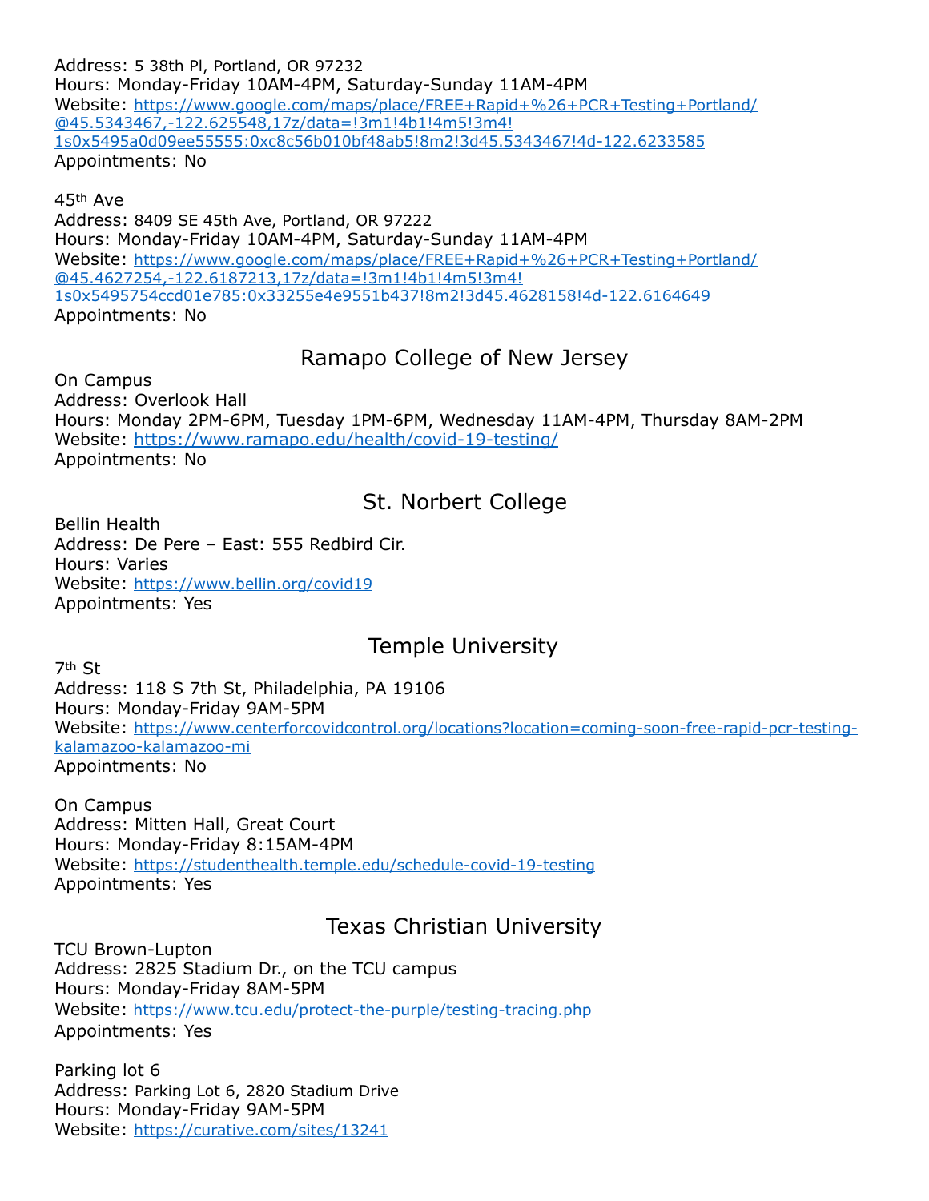Address: 5 38th Pl, Portland, OR 97232
Hours: Monday-Friday 10AM-4PM, Saturday-Sunday 11AM-4PM
Website: https://www.google.com/maps/place/FREE+Rapid+%26+PCR+Testing+Portland/@45.5343467,-122.625548,17z/data=!3m1!4b1!4m5!3m4!1s0x5495a0d09ee55555:0xc8c56b010bf48ab5!8m2!3d45.5343467!4d-122.6233585
Appointments: No

45th Ave
Address: 8409 SE 45th Ave, Portland, OR 97222
Hours: Monday-Friday 10AM-4PM, Saturday-Sunday 11AM-4PM
Website: https://www.google.com/maps/place/FREE+Rapid+%26+PCR+Testing+Portland/@45.4627254,-122.6187213,17z/data=!3m1!4b1!4m5!3m4!1s0x5495754ccd01e785:0x33255e4e9551b437!8m2!3d45.4628158!4d-122.6164649
Appointments: No

## Ramapo College of New Jersey

On Campus
Address: Overlook Hall
Hours: Monday 2PM-6PM, Tuesday 1PM-6PM, Wednesday 11AM-4PM, Thursday 8AM-2PM
Website: https://www.ramapo.edu/health/covid-19-testing/
Appointments: No

## St. Norbert College

Bellin Health
Address: De Pere – East: 555 Redbird Cir.
Hours: Varies
Website: https://www.bellin.org/covid19
Appointments: Yes

## Temple University

7th St
Address: 118 S 7th St, Philadelphia, PA 19106
Hours: Monday-Friday 9AM-5PM
Website: https://www.centerforcovidcontrol.org/locations?location=coming-soon-free-rapid-pcr-testing-kalamazoo-kalamazoo-mi
Appointments: No

On Campus
Address: Mitten Hall, Great Court
Hours: Monday-Friday 8:15AM-4PM
Website: https://studenthealth.temple.edu/schedule-covid-19-testing
Appointments: Yes

## Texas Christian University

TCU Brown-Lupton
Address: 2825 Stadium Dr., on the TCU campus
Hours: Monday-Friday 8AM-5PM
Website: https://www.tcu.edu/protect-the-purple/testing-tracing.php
Appointments: Yes

Parking lot 6
Address: Parking Lot 6, 2820 Stadium Drive
Hours: Monday-Friday 9AM-5PM
Website: https://curative.com/sites/13241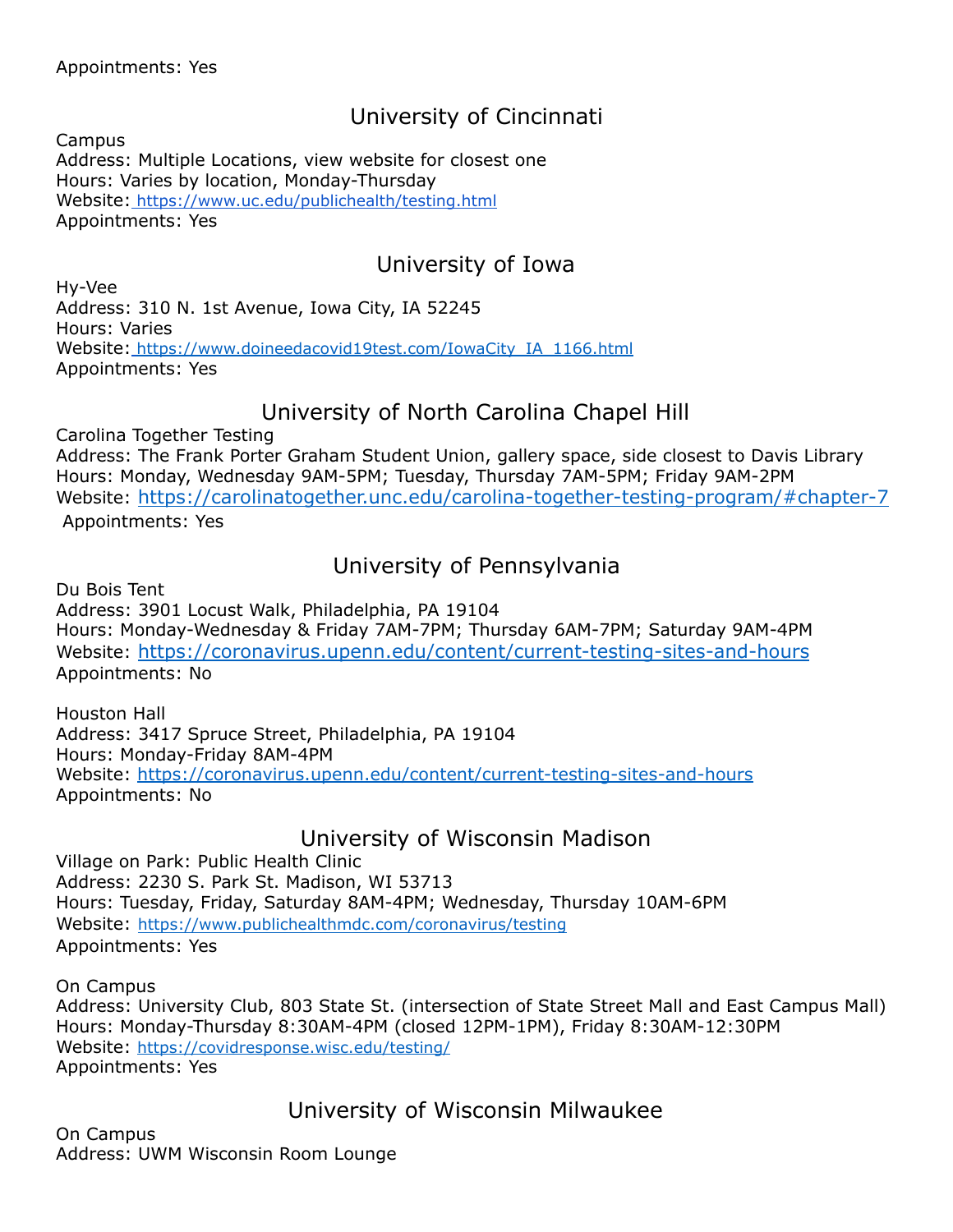Appointments: Yes

## University of Cincinnati

Campus
Address: Multiple Locations, view website for closest one
Hours: Varies by location, Monday-Thursday
Website: https://www.uc.edu/publichealth/testing.html
Appointments: Yes

## University of Iowa

Hy-Vee
Address: 310 N. 1st Avenue, Iowa City, IA 52245
Hours: Varies
Website: https://www.doineedacovid19test.com/IowaCity_IA_1166.html
Appointments: Yes

## University of North Carolina Chapel Hill

Carolina Together Testing
Address: The Frank Porter Graham Student Union, gallery space, side closest to Davis Library
Hours: Monday, Wednesday 9AM-5PM; Tuesday, Thursday 7AM-5PM; Friday 9AM-2PM
Website: https://carolinatogether.unc.edu/carolina-together-testing-program/#chapter-7
Appointments: Yes

## University of Pennsylvania

Du Bois Tent
Address: 3901 Locust Walk, Philadelphia, PA 19104
Hours: Monday-Wednesday & Friday 7AM-7PM; Thursday 6AM-7PM; Saturday 9AM-4PM
Website: https://coronavirus.upenn.edu/content/current-testing-sites-and-hours
Appointments: No

Houston Hall
Address: 3417 Spruce Street, Philadelphia, PA 19104
Hours: Monday-Friday 8AM-4PM
Website: https://coronavirus.upenn.edu/content/current-testing-sites-and-hours
Appointments: No

## University of Wisconsin Madison

Village on Park: Public Health Clinic
Address: 2230 S. Park St. Madison, WI 53713
Hours: Tuesday, Friday, Saturday 8AM-4PM; Wednesday, Thursday 10AM-6PM
Website: https://www.publichealthmdc.com/coronavirus/testing
Appointments: Yes

On Campus
Address: University Club, 803 State St. (intersection of State Street Mall and East Campus Mall)
Hours: Monday-Thursday 8:30AM-4PM (closed 12PM-1PM), Friday 8:30AM-12:30PM
Website: https://covidresponse.wisc.edu/testing/
Appointments: Yes

## University of Wisconsin Milwaukee

On Campus
Address: UWM Wisconsin Room Lounge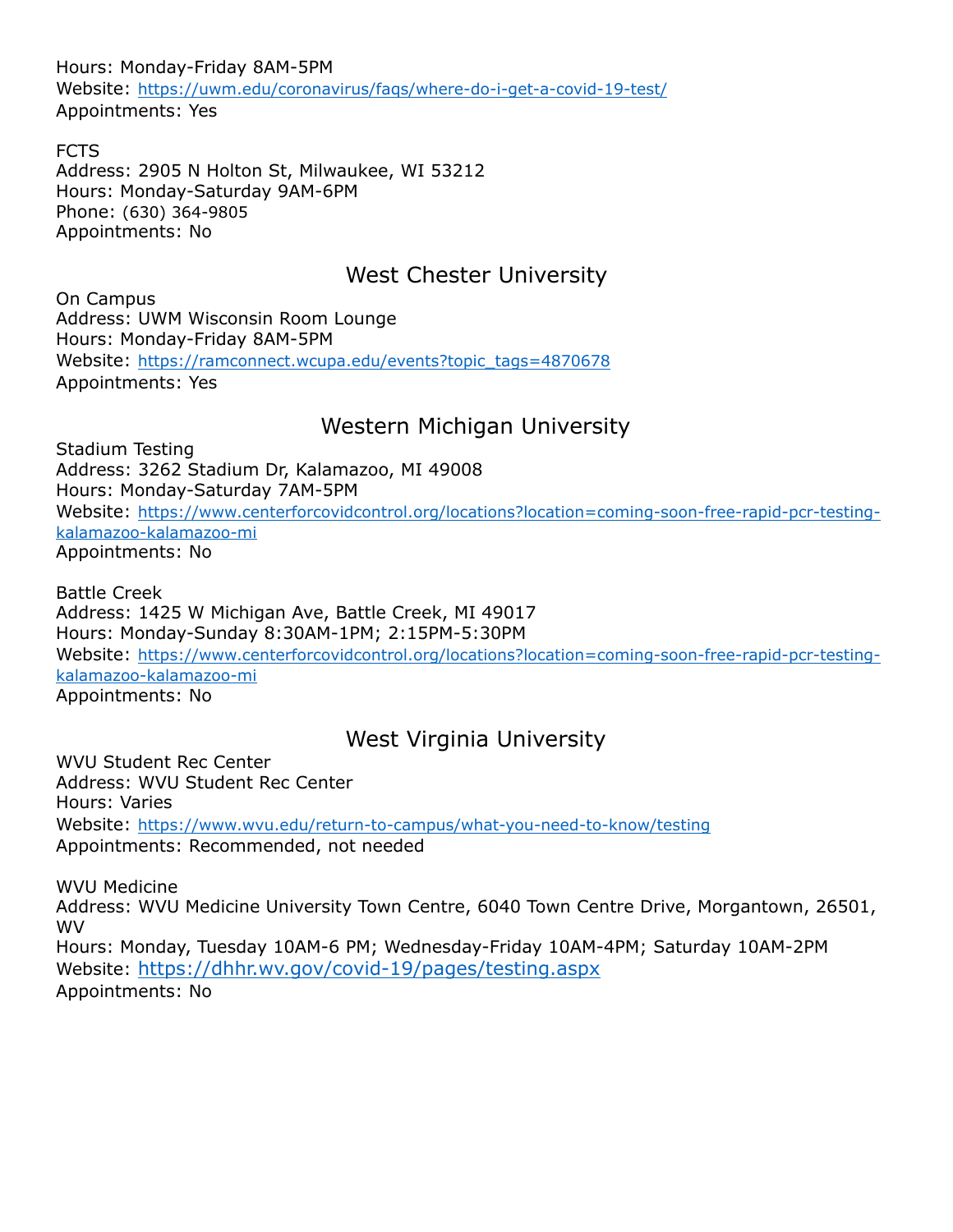Hours: Monday-Friday 8AM-5PM
Website: https://uwm.edu/coronavirus/faqs/where-do-i-get-a-covid-19-test/
Appointments: Yes

FCTS
Address: 2905 N Holton St, Milwaukee, WI 53212
Hours: Monday-Saturday 9AM-6PM
Phone: (630) 364-9805
Appointments: No

## West Chester University

On Campus
Address: UWM Wisconsin Room Lounge
Hours: Monday-Friday 8AM-5PM
Website: https://ramconnect.wcupa.edu/events?topic_tags=4870678
Appointments: Yes

## Western Michigan University

Stadium Testing
Address: 3262 Stadium Dr, Kalamazoo, MI 49008
Hours: Monday-Saturday 7AM-5PM
Website: https://www.centerforcovidcontrol.org/locations?location=coming-soon-free-rapid-pcr-testing-kalamazoo-kalamazoo-mi
Appointments: No

Battle Creek
Address: 1425 W Michigan Ave, Battle Creek, MI 49017
Hours: Monday-Sunday 8:30AM-1PM; 2:15PM-5:30PM
Website: https://www.centerforcovidcontrol.org/locations?location=coming-soon-free-rapid-pcr-testing-kalamazoo-kalamazoo-mi
Appointments: No

## West Virginia University

WVU Student Rec Center
Address: WVU Student Rec Center
Hours: Varies
Website: https://www.wvu.edu/return-to-campus/what-you-need-to-know/testing
Appointments: Recommended, not needed

WVU Medicine
Address: WVU Medicine University Town Centre, 6040 Town Centre Drive, Morgantown, 26501, WV
Hours: Monday, Tuesday 10AM-6 PM; Wednesday-Friday 10AM-4PM; Saturday 10AM-2PM
Website: https://dhhr.wv.gov/covid-19/pages/testing.aspx
Appointments: No